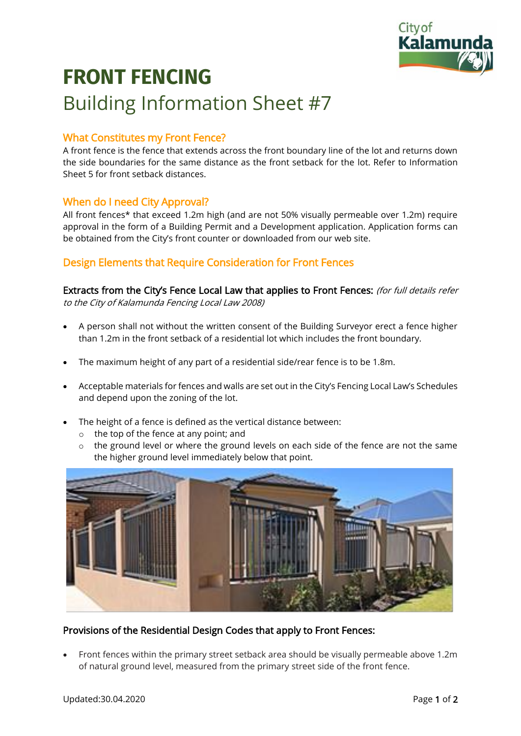# FRONT FENCING

## Building Information Sheet #7

### What Constitutes my Front Fence?

A front fence is the fence that extends across the front boundary line of the lot and returns down the side boundaries for the same distance as the front setback for the lot. Refer to Information Sheet 5 for front setback distances.

### When do I need City Approval?

All front fences* that exceed 1.2m high (and are not 50% visually permeable over 1.2m) require approval in the form of a Building Permit and a Development application. Application forms can be obtained from the City's front counter or downloaded from our web site.

### Design Elements that Require Consideration for Front Fences

**Extracts from the City's Fence Local Law that applies to Front Fences:** *(for full details refer to the City of Kalamunda Fencing Local Law 2008)*

- A person shall not without the written consent of the Building Surveyor erect a fence higher than 1.2m in the front setback of a residential lot which includes the front boundary.
- The maximum height of any part of a residential side/rear fence is to be 1.8m.
- Acceptable materials for fences and walls are set out in the City's Fencing Local Law's Schedules and depend upon the zoning of the lot.
- The height of a fence is defined as the vertical distance between:
  - the top of the fence at any point; and
  - the ground level or where the ground levels on each side of the fence are not the same the higher ground level immediately below that point.

**Provisions of the Residential Design Codes that apply to Front Fences:**

- Front fences within the primary street setback area should be visually permeable above 1.2m of natural ground level, measured from the primary street side of the front fence.

Updated:30.04.2020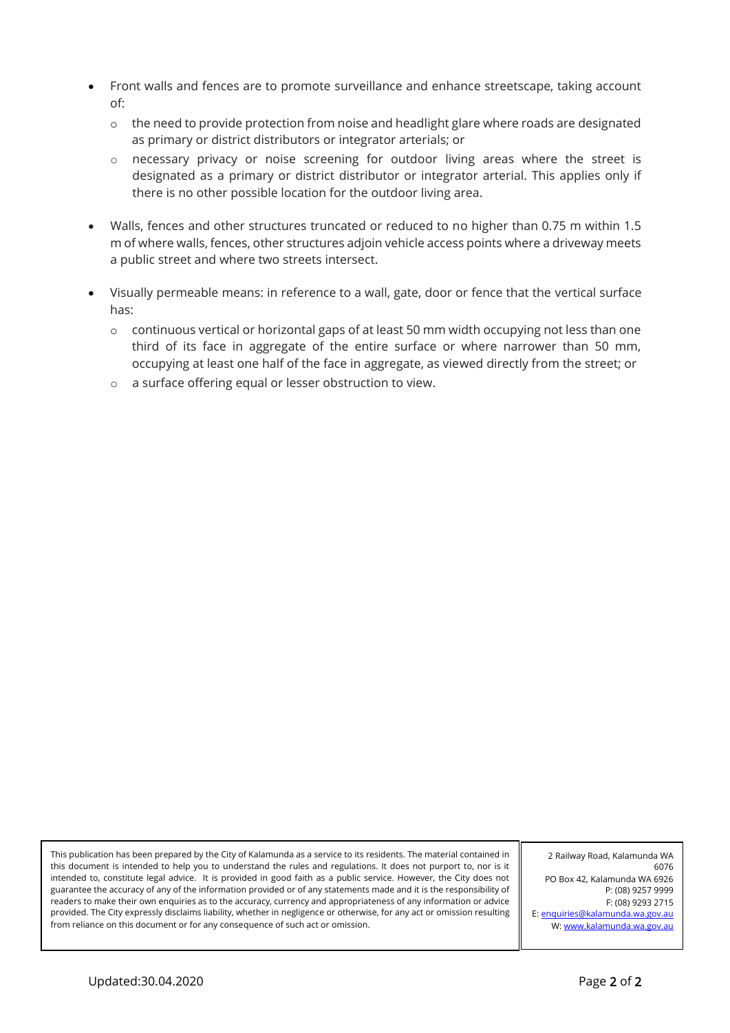- Front walls and fences are to promote surveillance and enhance streetscape, taking account of:
  - the need to provide protection from noise and headlight glare where roads are designated as primary or district distributors or integrator arterials; or
  - necessary privacy or noise screening for outdoor living areas where the street is designated as a primary or district distributor or integrator arterial. This applies only if there is no other possible location for the outdoor living area.

- Walls, fences and other structures truncated or reduced to no higher than 0.75 m within 1.5 m of where walls, fences, other structures adjoin vehicle access points where a driveway meets a public street and where two streets intersect.

- Visually permeable means: in reference to a wall, gate, door or fence that the vertical surface has:
  - continuous vertical or horizontal gaps of at least 50 mm width occupying not less than one third of its face in aggregate of the entire surface or where narrower than 50 mm, occupying at least one half of the face in aggregate, as viewed directly from the street; or
  - a surface offering equal or lesser obstruction to view.

This publication has been prepared by the City of Kalamunda as a service to its residents. The material contained in this document is intended to help you to understand the rules and regulations. It does not purport to, nor is it intended to, constitute legal advice. It is provided in good faith as a public service. However, the City does not guarantee the accuracy of any of the information provided or of any statements made and it is the responsibility of readers to make their own enquiries as to the accuracy, currency and appropriateness of any information or advice provided. The City expressly disclaims liability, whether in negligence or otherwise, for any act or omission resulting from reliance on this document or for any consequence of such act or omission.

2 Railway Road, Kalamunda WA 6076
PO Box 42, Kalamunda WA 6926
P: (08) 9257 9999
F: (08) 9293 2715
E: enquiries@kalamunda.wa.gov.au
W: www.kalamunda.wa.gov.au

Updated:30.04.2020